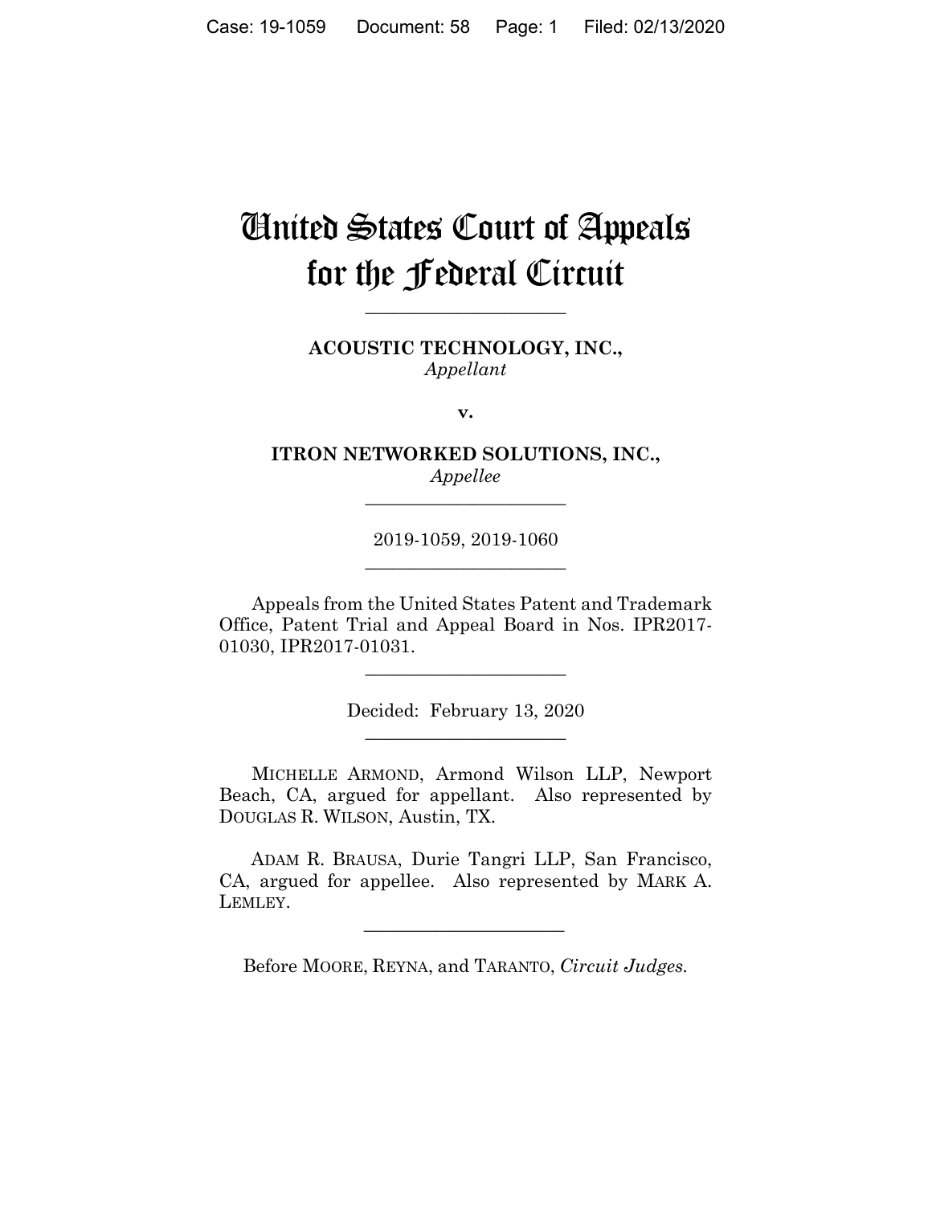# United States Court of Appeals for the Federal Circuit

---

**ACOUSTIC TECHNOLOGY, INC.,**
*Appellant*

**v.**

**ITRON NETWORKED SOLUTIONS, INC.,**
*Appellee*

---

2019-1059, 2019-1060

---

Appeals from the United States Patent and Trademark Office, Patent Trial and Appeal Board in Nos. IPR2017-01030, IPR2017-01031.

---

Decided: February 13, 2020

---

MICHELLE ARMOND, Armond Wilson LLP, Newport Beach, CA, argued for appellant. Also represented by DOUGLAS R. WILSON, Austin, TX.

ADAM R. BRAUSA, Durie Tangri LLP, San Francisco, CA, argued for appellee. Also represented by MARK A. LEMLEY.

---

Before MOORE, REYNA, and TARANTO, *Circuit Judges.*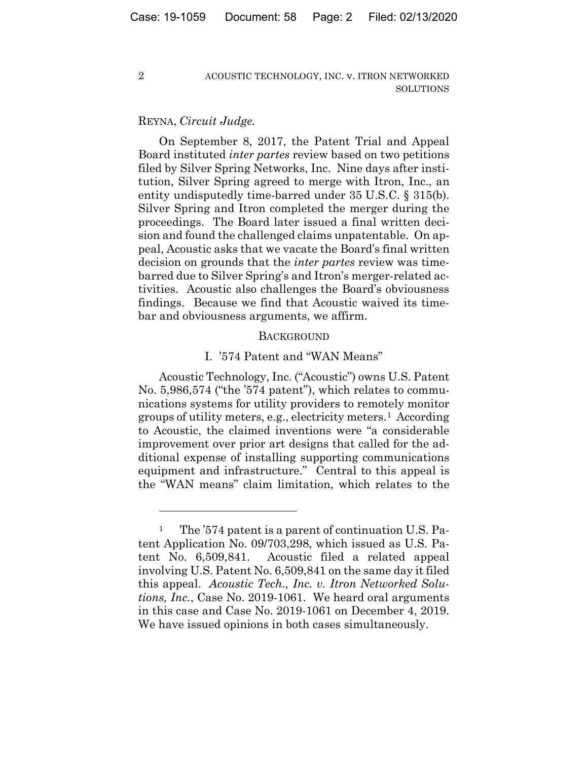REYNA, *Circuit Judge.*

On September 8, 2017, the Patent Trial and Appeal Board instituted *inter partes* review based on two petitions filed by Silver Spring Networks, Inc. Nine days after institution, Silver Spring agreed to merge with Itron, Inc., an entity undisputedly time-barred under 35 U.S.C. § 315(b). Silver Spring and Itron completed the merger during the proceedings. The Board later issued a final written decision and found the challenged claims unpatentable. On appeal, Acoustic asks that we vacate the Board's final written decision on grounds that the *inter partes* review was time-barred due to Silver Spring's and Itron's merger-related activities. Acoustic also challenges the Board's obviousness findings. Because we find that Acoustic waived its time-bar and obviousness arguments, we affirm.

## BACKGROUND

### I. '574 Patent and "WAN Means"

Acoustic Technology, Inc. ("Acoustic") owns U.S. Patent No. 5,986,574 ("the '574 patent"), which relates to communications systems for utility providers to remotely monitor groups of utility meters, e.g., electricity meters.[1] According to Acoustic, the claimed inventions were "a considerable improvement over prior art designs that called for the additional expense of installing supporting communications equipment and infrastructure." Central to this appeal is the "WAN means" claim limitation, which relates to the

---

[1] The '574 patent is a parent of continuation U.S. Patent Application No. 09/703,298, which issued as U.S. Patent No. 6,509,841. Acoustic filed a related appeal involving U.S. Patent No. 6,509,841 on the same day it filed this appeal. *Acoustic Tech., Inc. v. Itron Networked Solutions, Inc.*, Case No. 2019-1061. We heard oral arguments in this case and Case No. 2019-1061 on December 4, 2019. We have issued opinions in both cases simultaneously.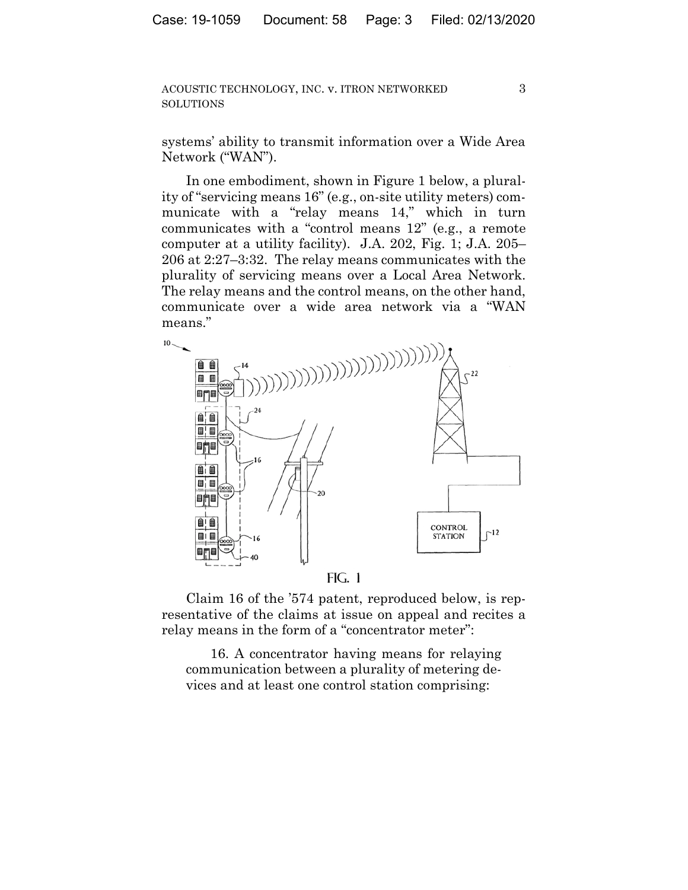systems' ability to transmit information over a Wide Area Network ("WAN").

In one embodiment, shown in Figure 1 below, a plurality of "servicing means 16" (e.g., on-site utility meters) communicate with a "relay means 14," which in turn communicates with a "control means 12" (e.g., a remote computer at a utility facility). J.A. 202, Fig. 1; J.A. 205–206 at 2:27–3:32. The relay means communicates with the plurality of servicing means over a Local Area Network. The relay means and the control means, on the other hand, communicate over a wide area network via a "WAN means."

FIG. 1

Claim 16 of the '574 patent, reproduced below, is representative of the claims at issue on appeal and recites a relay means in the form of a "concentrator meter":

> 16. A concentrator having means for relaying communication between a plurality of metering devices and at least one control station comprising: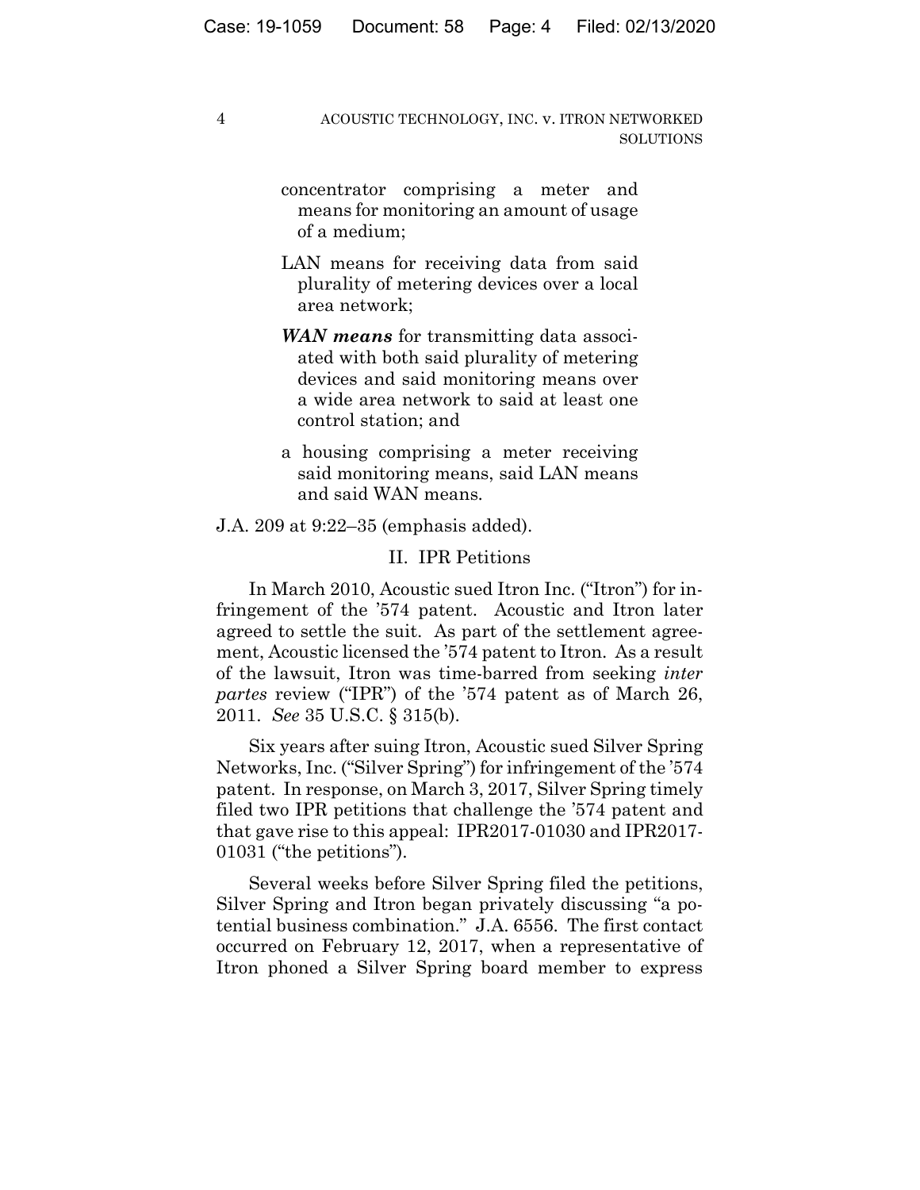> concentrator comprising a meter and means for monitoring an amount of usage of a medium;
>
> LAN means for receiving data from said plurality of metering devices over a local area network;
>
> ***WAN means*** for transmitting data associated with both said plurality of metering devices and said monitoring means over a wide area network to said at least one control station; and
>
> a housing comprising a meter receiving said monitoring means, said LAN means and said WAN means.

J.A. 209 at 9:22–35 (emphasis added).

## II. IPR Petitions

In March 2010, Acoustic sued Itron Inc. ("Itron") for infringement of the '574 patent. Acoustic and Itron later agreed to settle the suit. As part of the settlement agreement, Acoustic licensed the '574 patent to Itron. As a result of the lawsuit, Itron was time-barred from seeking *inter partes* review ("IPR") of the '574 patent as of March 26, 2011. *See* 35 U.S.C. § 315(b).

Six years after suing Itron, Acoustic sued Silver Spring Networks, Inc. ("Silver Spring") for infringement of the '574 patent. In response, on March 3, 2017, Silver Spring timely filed two IPR petitions that challenge the '574 patent and that gave rise to this appeal: IPR2017-01030 and IPR2017-01031 ("the petitions").

Several weeks before Silver Spring filed the petitions, Silver Spring and Itron began privately discussing "a potential business combination." J.A. 6556. The first contact occurred on February 12, 2017, when a representative of Itron phoned a Silver Spring board member to express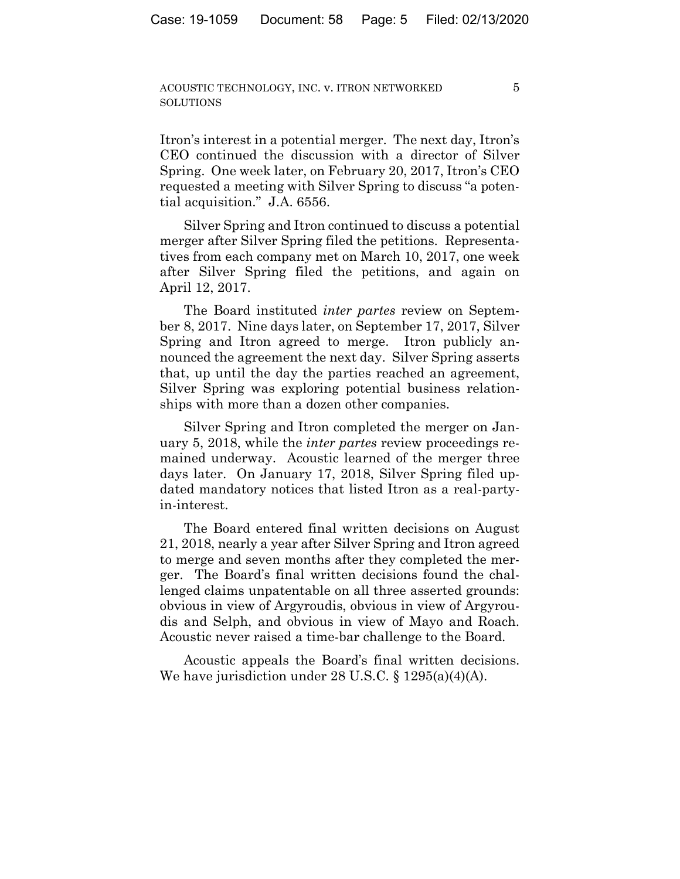Itron's interest in a potential merger. The next day, Itron's CEO continued the discussion with a director of Silver Spring. One week later, on February 20, 2017, Itron's CEO requested a meeting with Silver Spring to discuss "a potential acquisition." J.A. 6556.

Silver Spring and Itron continued to discuss a potential merger after Silver Spring filed the petitions. Representatives from each company met on March 10, 2017, one week after Silver Spring filed the petitions, and again on April 12, 2017.

The Board instituted *inter partes* review on September 8, 2017. Nine days later, on September 17, 2017, Silver Spring and Itron agreed to merge. Itron publicly announced the agreement the next day. Silver Spring asserts that, up until the day the parties reached an agreement, Silver Spring was exploring potential business relationships with more than a dozen other companies.

Silver Spring and Itron completed the merger on January 5, 2018, while the *inter partes* review proceedings remained underway. Acoustic learned of the merger three days later. On January 17, 2018, Silver Spring filed updated mandatory notices that listed Itron as a real-party-in-interest.

The Board entered final written decisions on August 21, 2018, nearly a year after Silver Spring and Itron agreed to merge and seven months after they completed the merger. The Board's final written decisions found the challenged claims unpatentable on all three asserted grounds: obvious in view of Argyroudis, obvious in view of Argyroudis and Selph, and obvious in view of Mayo and Roach. Acoustic never raised a time-bar challenge to the Board.

Acoustic appeals the Board's final written decisions. We have jurisdiction under 28 U.S.C. § 1295(a)(4)(A).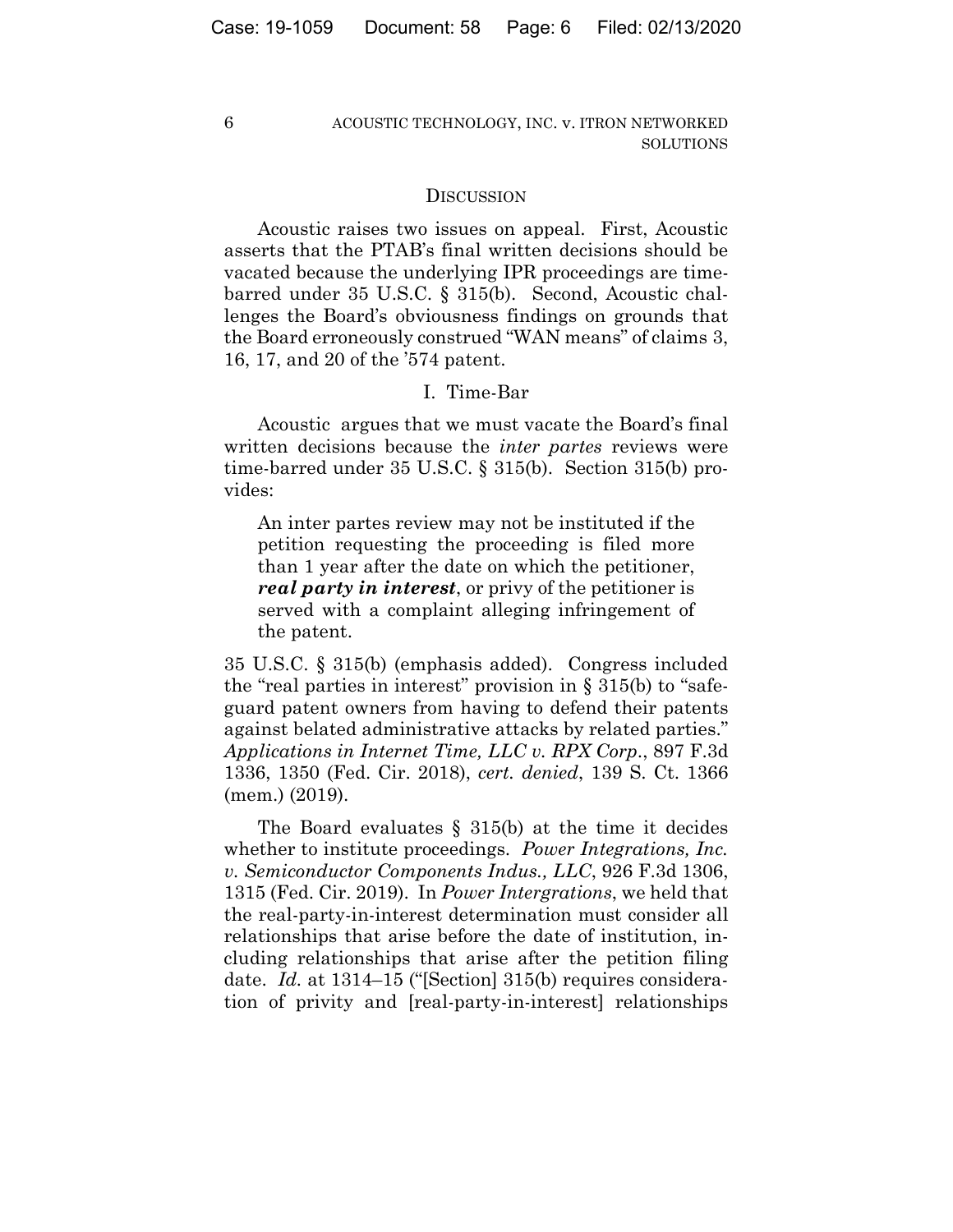## DISCUSSION

Acoustic raises two issues on appeal. First, Acoustic asserts that the PTAB's final written decisions should be vacated because the underlying IPR proceedings are time-barred under 35 U.S.C. § 315(b). Second, Acoustic challenges the Board's obviousness findings on grounds that the Board erroneously construed "WAN means" of claims 3, 16, 17, and 20 of the '574 patent.

### I. Time-Bar

Acoustic argues that we must vacate the Board's final written decisions because the *inter partes* reviews were time-barred under 35 U.S.C. § 315(b). Section 315(b) provides:

> An inter partes review may not be instituted if the petition requesting the proceeding is filed more than 1 year after the date on which the petitioner, ***real party in interest***, or privy of the petitioner is served with a complaint alleging infringement of the patent.

35 U.S.C. § 315(b) (emphasis added). Congress included the "real parties in interest" provision in § 315(b) to "safeguard patent owners from having to defend their patents against belated administrative attacks by related parties." *Applications in Internet Time, LLC v. RPX Corp.*, 897 F.3d 1336, 1350 (Fed. Cir. 2018), *cert. denied*, 139 S. Ct. 1366 (mem.) (2019).

The Board evaluates § 315(b) at the time it decides whether to institute proceedings. *Power Integrations, Inc. v. Semiconductor Components Indus., LLC*, 926 F.3d 1306, 1315 (Fed. Cir. 2019). In *Power Intergrations*, we held that the real-party-in-interest determination must consider all relationships that arise before the date of institution, including relationships that arise after the petition filing date. *Id.* at 1314–15 ("[Section] 315(b) requires consideration of privity and [real-party-in-interest] relationships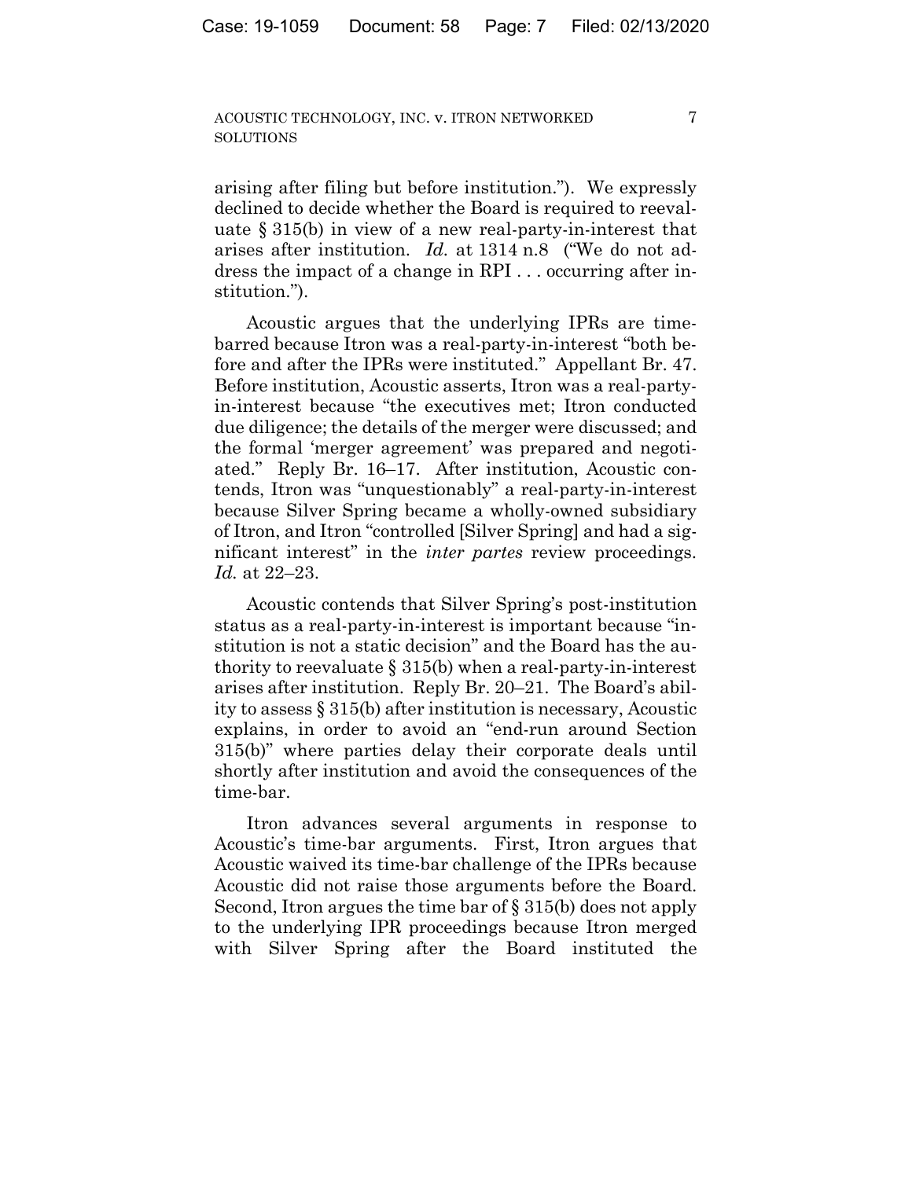arising after filing but before institution."). We expressly declined to decide whether the Board is required to reevaluate § 315(b) in view of a new real-party-in-interest that arises after institution. *Id.* at 1314 n.8 ("We do not address the impact of a change in RPI . . . occurring after institution.").

Acoustic argues that the underlying IPRs are time-barred because Itron was a real-party-in-interest "both before and after the IPRs were instituted." Appellant Br. 47. Before institution, Acoustic asserts, Itron was a real-party-in-interest because "the executives met; Itron conducted due diligence; the details of the merger were discussed; and the formal 'merger agreement' was prepared and negotiated." Reply Br. 16–17. After institution, Acoustic contends, Itron was "unquestionably" a real-party-in-interest because Silver Spring became a wholly-owned subsidiary of Itron, and Itron "controlled [Silver Spring] and had a significant interest" in the *inter partes* review proceedings. *Id.* at 22–23.

Acoustic contends that Silver Spring's post-institution status as a real-party-in-interest is important because "institution is not a static decision" and the Board has the authority to reevaluate § 315(b) when a real-party-in-interest arises after institution. Reply Br. 20–21. The Board's ability to assess § 315(b) after institution is necessary, Acoustic explains, in order to avoid an "end-run around Section 315(b)" where parties delay their corporate deals until shortly after institution and avoid the consequences of the time-bar.

Itron advances several arguments in response to Acoustic's time-bar arguments. First, Itron argues that Acoustic waived its time-bar challenge of the IPRs because Acoustic did not raise those arguments before the Board. Second, Itron argues the time bar of § 315(b) does not apply to the underlying IPR proceedings because Itron merged with Silver Spring after the Board instituted the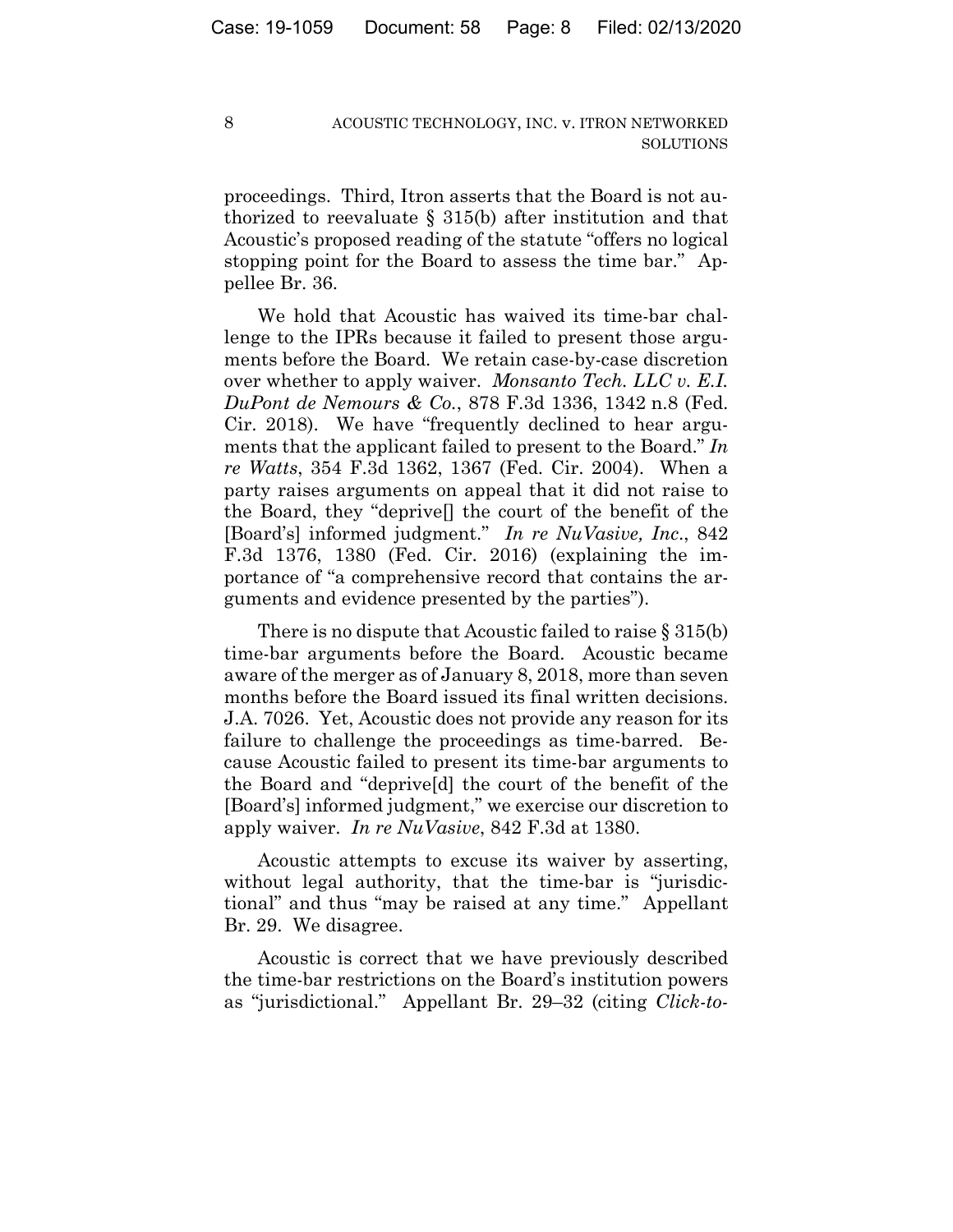proceedings. Third, Itron asserts that the Board is not authorized to reevaluate § 315(b) after institution and that Acoustic's proposed reading of the statute "offers no logical stopping point for the Board to assess the time bar." Appellee Br. 36.

We hold that Acoustic has waived its time-bar challenge to the IPRs because it failed to present those arguments before the Board. We retain case-by-case discretion over whether to apply waiver. *Monsanto Tech. LLC v. E.I. DuPont de Nemours & Co.*, 878 F.3d 1336, 1342 n.8 (Fed. Cir. 2018). We have "frequently declined to hear arguments that the applicant failed to present to the Board." *In re Watts*, 354 F.3d 1362, 1367 (Fed. Cir. 2004). When a party raises arguments on appeal that it did not raise to the Board, they "deprive[] the court of the benefit of the [Board's] informed judgment." *In re NuVasive, Inc.*, 842 F.3d 1376, 1380 (Fed. Cir. 2016) (explaining the importance of "a comprehensive record that contains the arguments and evidence presented by the parties").

There is no dispute that Acoustic failed to raise § 315(b) time-bar arguments before the Board. Acoustic became aware of the merger as of January 8, 2018, more than seven months before the Board issued its final written decisions. J.A. 7026. Yet, Acoustic does not provide any reason for its failure to challenge the proceedings as time-barred. Because Acoustic failed to present its time-bar arguments to the Board and "deprive[d] the court of the benefit of the [Board's] informed judgment," we exercise our discretion to apply waiver. *In re NuVasive*, 842 F.3d at 1380.

Acoustic attempts to excuse its waiver by asserting, without legal authority, that the time-bar is "jurisdictional" and thus "may be raised at any time." Appellant Br. 29. We disagree.

Acoustic is correct that we have previously described the time-bar restrictions on the Board's institution powers as "jurisdictional." Appellant Br. 29–32 (citing *Click-to-*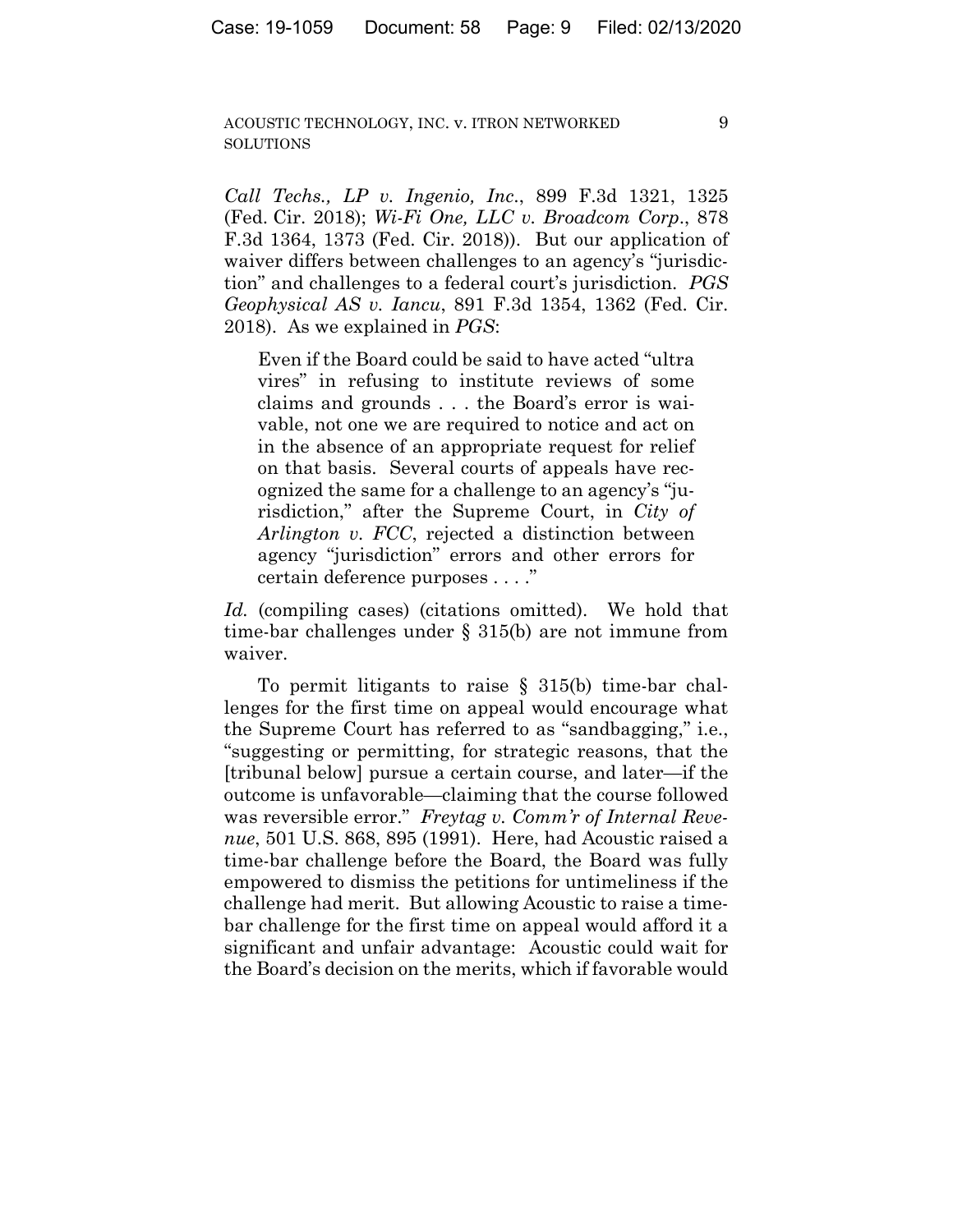*Call Techs., LP v. Ingenio, Inc.*, 899 F.3d 1321, 1325 (Fed. Cir. 2018); *Wi-Fi One, LLC v. Broadcom Corp.*, 878 F.3d 1364, 1373 (Fed. Cir. 2018)). But our application of waiver differs between challenges to an agency's "jurisdiction" and challenges to a federal court's jurisdiction. *PGS Geophysical AS v. Iancu*, 891 F.3d 1354, 1362 (Fed. Cir. 2018). As we explained in *PGS*:

> Even if the Board could be said to have acted "ultra vires" in refusing to institute reviews of some claims and grounds . . . the Board's error is waivable, not one we are required to notice and act on in the absence of an appropriate request for relief on that basis. Several courts of appeals have recognized the same for a challenge to an agency's "jurisdiction," after the Supreme Court, in *City of Arlington v. FCC*, rejected a distinction between agency "jurisdiction" errors and other errors for certain deference purposes . . . ."

*Id.* (compiling cases) (citations omitted). We hold that time-bar challenges under § 315(b) are not immune from waiver.

To permit litigants to raise § 315(b) time-bar challenges for the first time on appeal would encourage what the Supreme Court has referred to as "sandbagging," i.e., "suggesting or permitting, for strategic reasons, that the [tribunal below] pursue a certain course, and later—if the outcome is unfavorable—claiming that the course followed was reversible error." *Freytag v. Comm'r of Internal Revenue*, 501 U.S. 868, 895 (1991). Here, had Acoustic raised a time-bar challenge before the Board, the Board was fully empowered to dismiss the petitions for untimeliness if the challenge had merit. But allowing Acoustic to raise a time-bar challenge for the first time on appeal would afford it a significant and unfair advantage: Acoustic could wait for the Board's decision on the merits, which if favorable would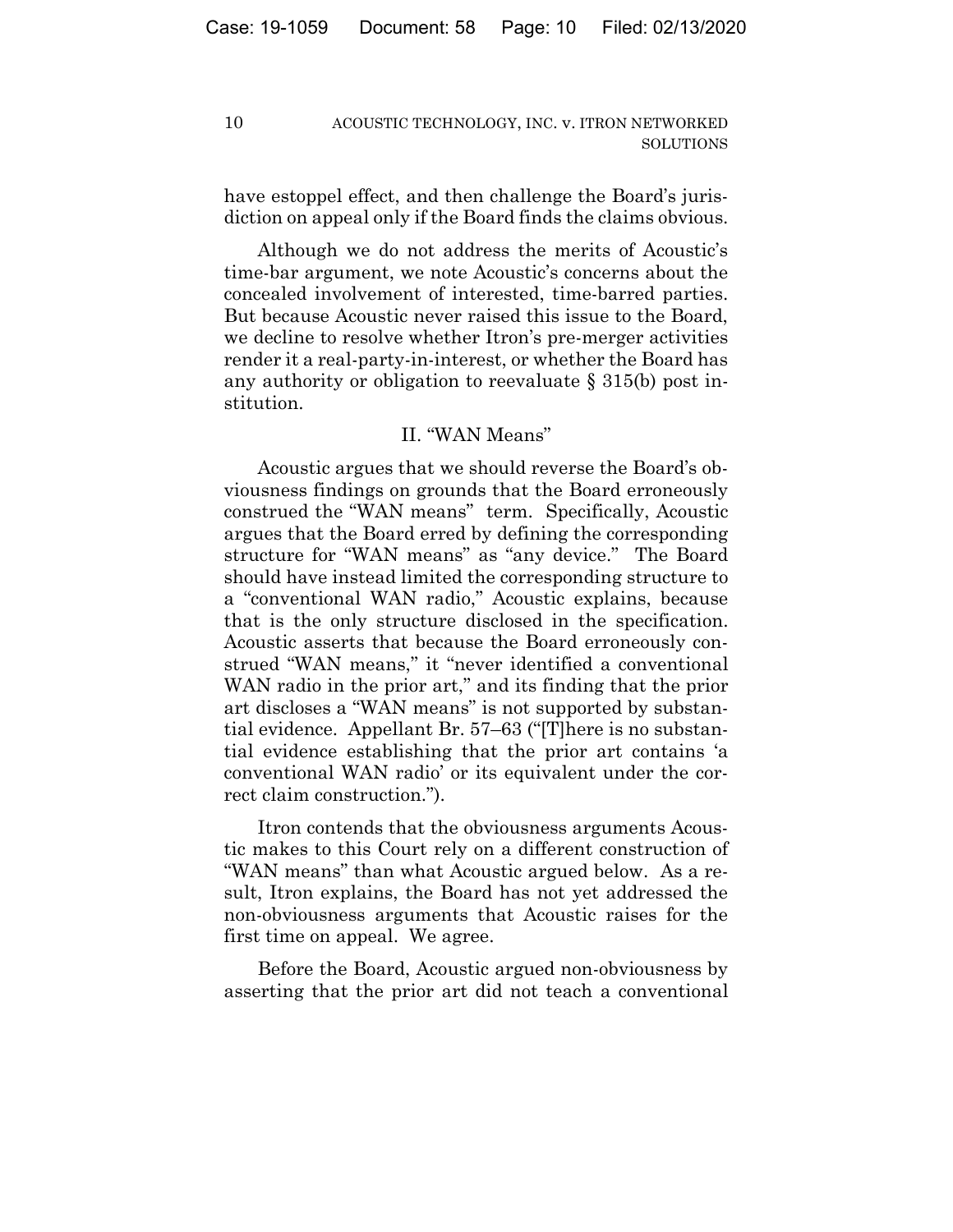have estoppel effect, and then challenge the Board's jurisdiction on appeal only if the Board finds the claims obvious.

Although we do not address the merits of Acoustic's time-bar argument, we note Acoustic's concerns about the concealed involvement of interested, time-barred parties. But because Acoustic never raised this issue to the Board, we decline to resolve whether Itron's pre-merger activities render it a real-party-in-interest, or whether the Board has any authority or obligation to reevaluate § 315(b) post institution.

## II. "WAN Means"

Acoustic argues that we should reverse the Board's obviousness findings on grounds that the Board erroneously construed the "WAN means" term. Specifically, Acoustic argues that the Board erred by defining the corresponding structure for "WAN means" as "any device." The Board should have instead limited the corresponding structure to a "conventional WAN radio," Acoustic explains, because that is the only structure disclosed in the specification. Acoustic asserts that because the Board erroneously construed "WAN means," it "never identified a conventional WAN radio in the prior art," and its finding that the prior art discloses a "WAN means" is not supported by substantial evidence. Appellant Br. 57–63 ("[T]here is no substantial evidence establishing that the prior art contains 'a conventional WAN radio' or its equivalent under the correct claim construction.").

Itron contends that the obviousness arguments Acoustic makes to this Court rely on a different construction of "WAN means" than what Acoustic argued below. As a result, Itron explains, the Board has not yet addressed the non-obviousness arguments that Acoustic raises for the first time on appeal. We agree.

Before the Board, Acoustic argued non-obviousness by asserting that the prior art did not teach a conventional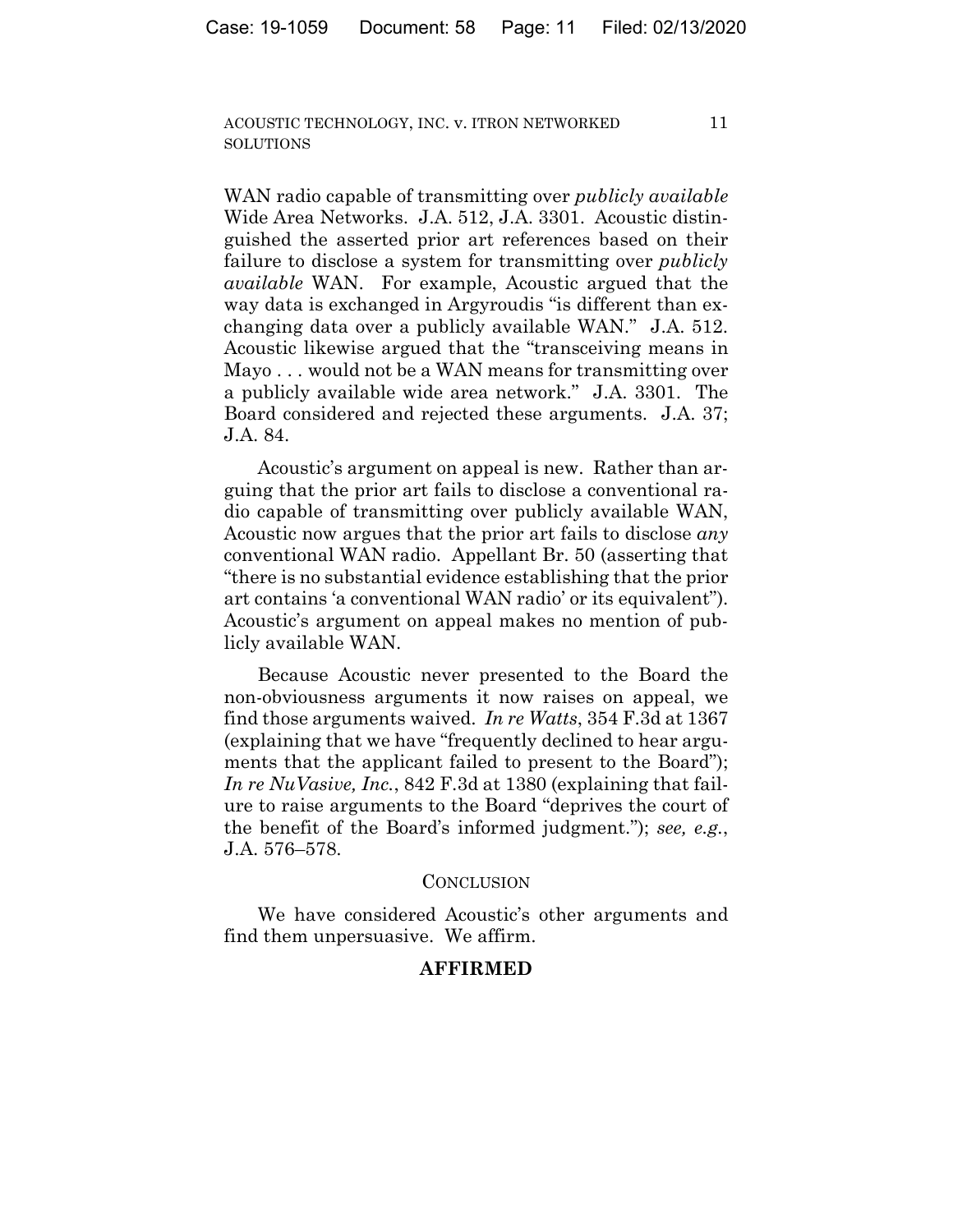WAN radio capable of transmitting over *publicly available* Wide Area Networks. J.A. 512, J.A. 3301. Acoustic distinguished the asserted prior art references based on their failure to disclose a system for transmitting over *publicly available* WAN. For example, Acoustic argued that the way data is exchanged in Argyroudis "is different than exchanging data over a publicly available WAN." J.A. 512. Acoustic likewise argued that the "transceiving means in Mayo . . . would not be a WAN means for transmitting over a publicly available wide area network." J.A. 3301. The Board considered and rejected these arguments. J.A. 37; J.A. 84.

Acoustic's argument on appeal is new. Rather than arguing that the prior art fails to disclose a conventional radio capable of transmitting over publicly available WAN, Acoustic now argues that the prior art fails to disclose *any* conventional WAN radio. Appellant Br. 50 (asserting that "there is no substantial evidence establishing that the prior art contains 'a conventional WAN radio' or its equivalent"). Acoustic's argument on appeal makes no mention of publicly available WAN.

Because Acoustic never presented to the Board the non-obviousness arguments it now raises on appeal, we find those arguments waived. *In re Watts*, 354 F.3d at 1367 (explaining that we have "frequently declined to hear arguments that the applicant failed to present to the Board"); *In re NuVasive, Inc.*, 842 F.3d at 1380 (explaining that failure to raise arguments to the Board "deprives the court of the benefit of the Board's informed judgment."); *see, e.g.*, J.A. 576–578.

## CONCLUSION

We have considered Acoustic's other arguments and find them unpersuasive. We affirm.

**AFFIRMED**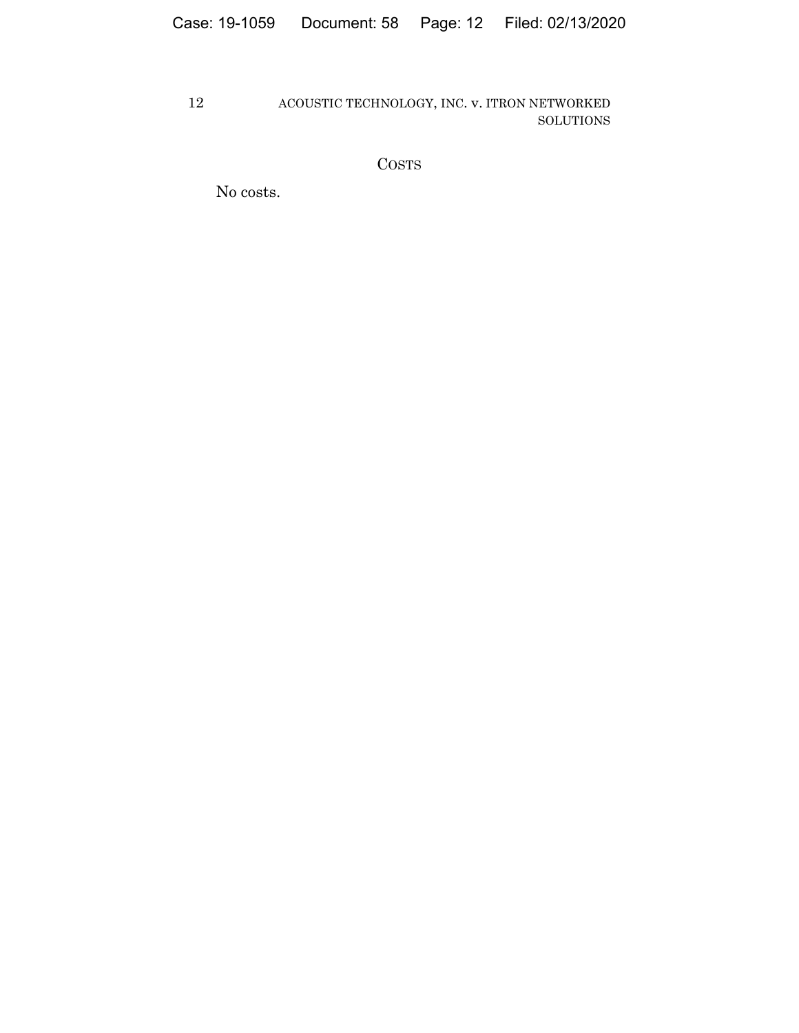## COSTS

No costs.